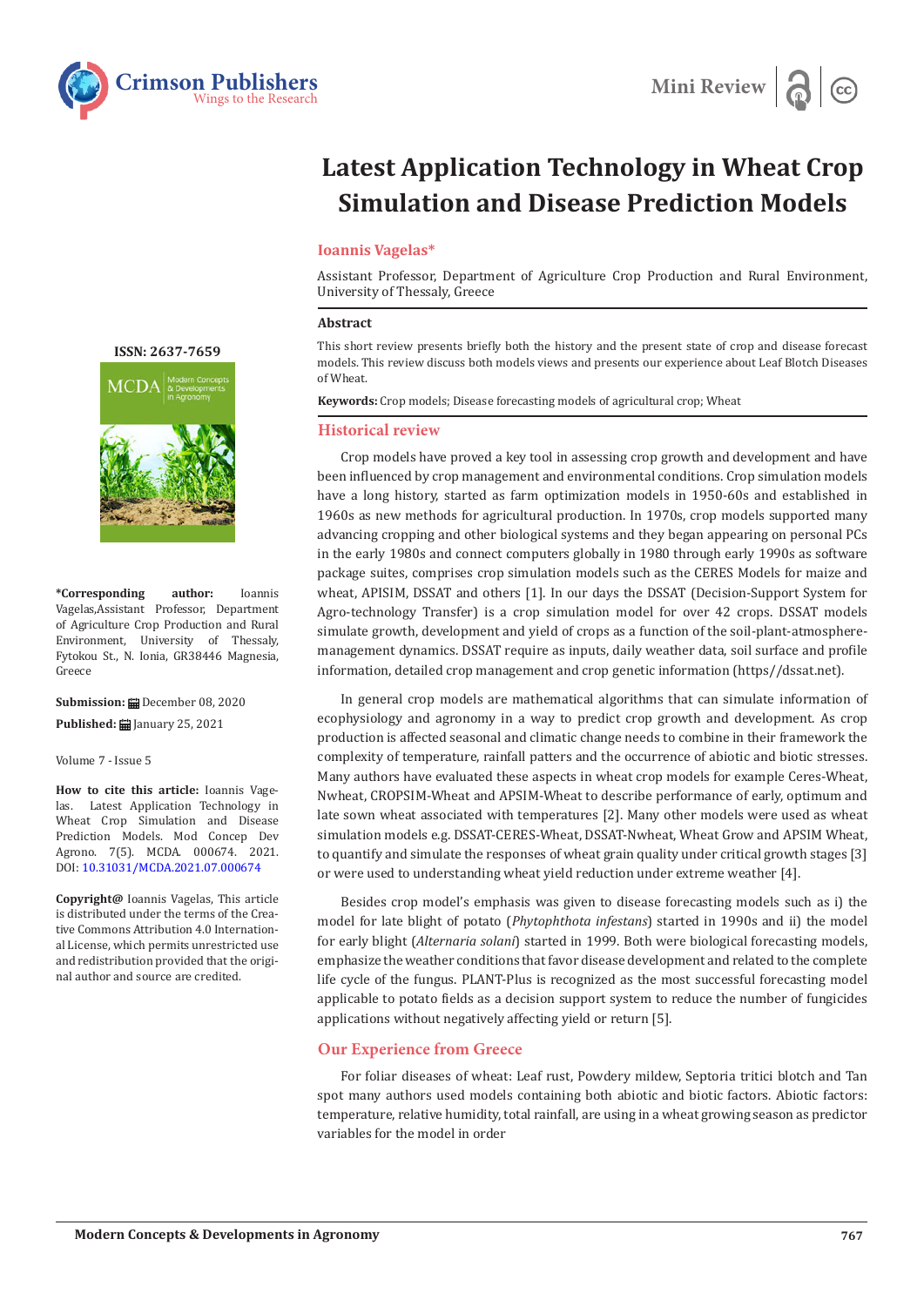# Latest Application Technology in Wheat Crop Simulation and Disease Prediction Models

**Ioannis Vagelas***

Assistant Professor, Department of Agriculture Crop Production and Rural Environment, University of Thessaly, Greece

**ISSN: 2637-7659**

**\*Corresponding author:** Ioannis Vagelas,Assistant Professor, Department of Agriculture Crop Production and Rural Environment, University of Thessaly, Fytokou St., N. Ionia, GR38446 Magnesia, Greece

**Submission:** December 08, 2020

**Published:** January 25, 2021

Volume 7 - Issue 5

**How to cite this article:** Ioannis Vagelas. Latest Application Technology in Wheat Crop Simulation and Disease Prediction Models. Mod Concep Dev Agrono. 7(5). MCDA. 000674. 2021. DOI: 10.31031/MCDA.2021.07.000674

**Copyright@** Ioannis Vagelas, This article is distributed under the terms of the Creative Commons Attribution 4.0 International License, which permits unrestricted use and redistribution provided that the original author and source are credited.

## Abstract

This short review presents briefly both the history and the present state of crop and disease forecast models. This review discuss both models views and presents our experience about Leaf Blotch Diseases of Wheat.

**Keywords:** Crop models; Disease forecasting models of agricultural crop; Wheat

## Historical review

Crop models have proved a key tool in assessing crop growth and development and have been influenced by crop management and environmental conditions. Crop simulation models have a long history, started as farm optimization models in 1950-60s and established in 1960s as new methods for agricultural production. In 1970s, crop models supported many advancing cropping and other biological systems and they began appearing on personal PCs in the early 1980s and connect computers globally in 1980 through early 1990s as software package suites, comprises crop simulation models such as the CERES Models for maize and wheat, APISIM, DSSAT and others [1]. In our days the DSSAT (Decision-Support System for Agro-technology Transfer) is a crop simulation model for over 42 crops. DSSAT models simulate growth, development and yield of crops as a function of the soil-plant-atmosphere-management dynamics. DSSAT require as inputs, daily weather data, soil surface and profile information, detailed crop management and crop genetic information (https//dssat.net).

In general crop models are mathematical algorithms that can simulate information of ecophysiology and agronomy in a way to predict crop growth and development. As crop production is affected seasonal and climatic change needs to combine in their framework the complexity of temperature, rainfall patters and the occurrence of abiotic and biotic stresses. Many authors have evaluated these aspects in wheat crop models for example Ceres-Wheat, Nwheat, CROPSIM-Wheat and APSIM-Wheat to describe performance of early, optimum and late sown wheat associated with temperatures [2]. Many other models were used as wheat simulation models e.g. DSSAT-CERES-Wheat, DSSAT-Nwheat, Wheat Grow and APSIM Wheat, to quantify and simulate the responses of wheat grain quality under critical growth stages [3] or were used to understanding wheat yield reduction under extreme weather [4].

Besides crop model's emphasis was given to disease forecasting models such as i) the model for late blight of potato (*Phytophthota infestans*) started in 1990s and ii) the model for early blight (*Alternaria solani*) started in 1999. Both were biological forecasting models, emphasize the weather conditions that favor disease development and related to the complete life cycle of the fungus. PLANT-Plus is recognized as the most successful forecasting model applicable to potato fields as a decision support system to reduce the number of fungicides applications without negatively affecting yield or return [5].

## Our Experience from Greece

For foliar diseases of wheat: Leaf rust, Powdery mildew, Septoria tritici blotch and Tan spot many authors used models containing both abiotic and biotic factors. Abiotic factors: temperature, relative humidity, total rainfall, are using in a wheat growing season as predictor variables for the model in order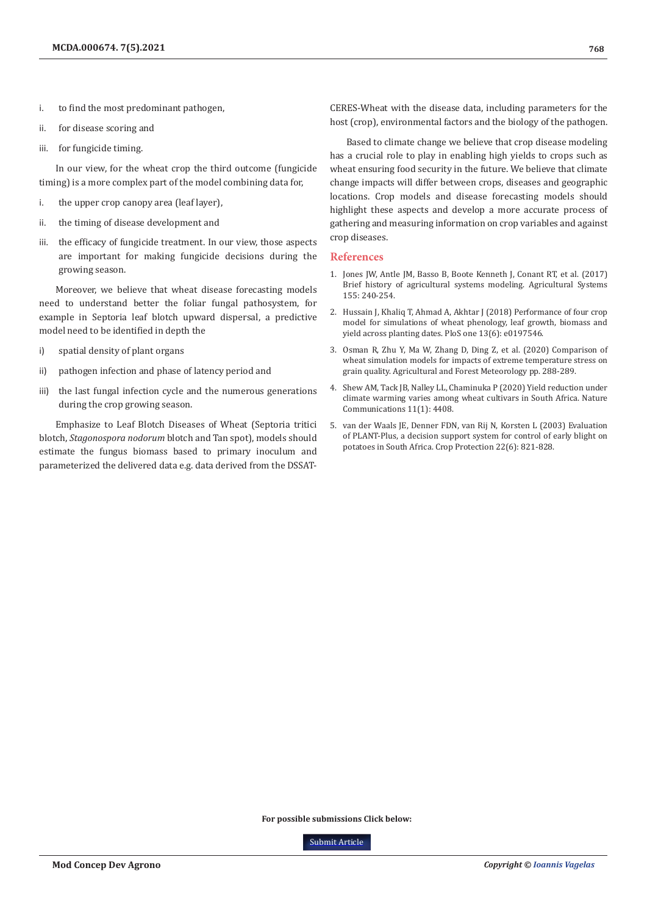i. to find the most predominant pathogen,

ii. for disease scoring and

iii. for fungicide timing.

In our view, for the wheat crop the third outcome (fungicide timing) is a more complex part of the model combining data for,

i. the upper crop canopy area (leaf layer),

ii. the timing of disease development and

iii. the efficacy of fungicide treatment. In our view, those aspects are important for making fungicide decisions during the growing season.

Moreover, we believe that wheat disease forecasting models need to understand better the foliar fungal pathosystem, for example in Septoria leaf blotch upward dispersal, a predictive model need to be identified in depth the

i) spatial density of plant organs

ii) pathogen infection and phase of latency period and

iii) the last fungal infection cycle and the numerous generations during the crop growing season.

Emphasize to Leaf Blotch Diseases of Wheat (Septoria tritici blotch, *Stagonospora nodorum* blotch and Tan spot), models should estimate the fungus biomass based to primary inoculum and parameterized the delivered data e.g. data derived from the DSSAT-CERES-Wheat with the disease data, including parameters for the host (crop), environmental factors and the biology of the pathogen.

Based to climate change we believe that crop disease modeling has a crucial role to play in enabling high yields to crops such as wheat ensuring food security in the future. We believe that climate change impacts will differ between crops, diseases and geographic locations. Crop models and disease forecasting models should highlight these aspects and develop a more accurate process of gathering and measuring information on crop variables and against crop diseases.

## References

1. Jones JW, Antle JM, Basso B, Boote Kenneth J, Conant RT, et al. (2017) Brief history of agricultural systems modeling. Agricultural Systems 155: 240-254.
2. Hussain J, Khaliq T, Ahmad A, Akhtar J (2018) Performance of four crop model for simulations of wheat phenology, leaf growth, biomass and yield across planting dates. PloS one 13(6): e0197546.
3. Osman R, Zhu Y, Ma W, Zhang D, Ding Z, et al. (2020) Comparison of wheat simulation models for impacts of extreme temperature stress on grain quality. Agricultural and Forest Meteorology pp. 288-289.
4. Shew AM, Tack JB, Nalley LL, Chaminuka P (2020) Yield reduction under climate warming varies among wheat cultivars in South Africa. Nature Communications 11(1): 4408.
5. van der Waals JE, Denner FDN, van Rij N, Korsten L (2003) Evaluation of PLANT-Plus, a decision support system for control of early blight on potatoes in South Africa. Crop Protection 22(6): 821-828.

**For possible submissions Click below:**

Submit Article